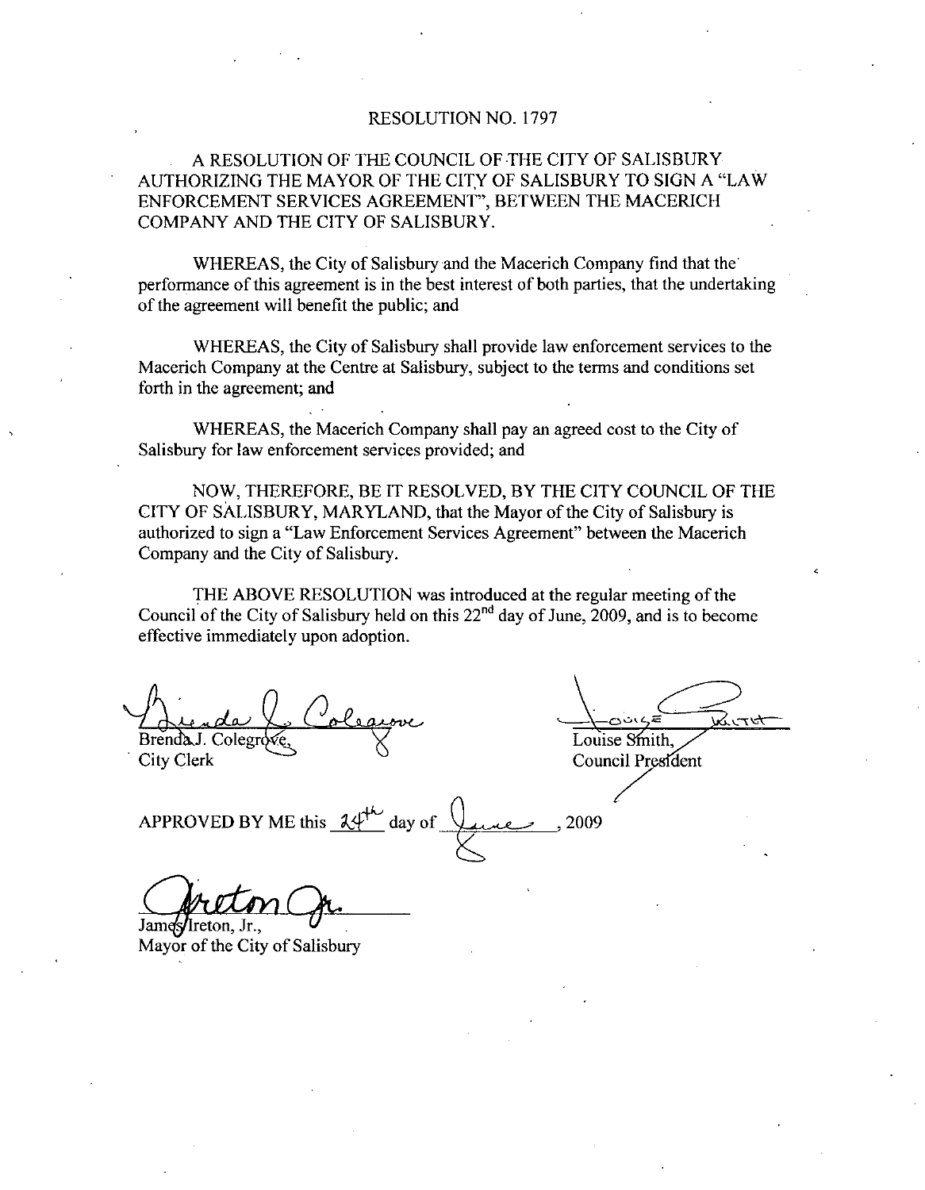# RESOLUTION NO. 1797

A RESOLUTION OF THE COUNCIL OF THE CITY OF SALISBURY AUTHORIZING THE MAYOR OF THE CITY OF SALISBURY TO SIGN A "LAW ENFORCEMENT SERVICES AGREEMENT", BETWEEN THE MACERICH COMPANY AND THE CITY OF SALISBURY.

WHEREAS, the City of Salisbury and the Macerich Company find that the performance of this agreement is in the best interest of both parties, that the undertaking of the agreement will benefit the public; and

WHEREAS, the City of Salisbury shall provide law enforcement services to the Macerich Company at the Centre at Salisbury, subject to the terms and conditions set forth in the agreement; and

WHEREAS, the Macerich Company shall pay an agreed cost to the City of Salisbury for law enforcement services provided; and

NOW, THEREFORE, BE IT RESOLVED, BY THE CITY COUNCIL OF THE CITY OF SALISBURY, MARYLAND, that the Mayor of the City of Salisbury is authorized to sign a "Law Enforcement Services Agreement" between the Macerich Company and the City of Salisbury.

THE ABOVE RESOLUTION was introduced at the regular meeting of the Council of the City of Salisbury held on this 22nd day of June, 2009, and is to become effective immediately upon adoption.

Brenda J. Colegrove,
City Clerk

Louise Smith,
Council President

APPROVED BY ME this 24th day of June, 2009

James Ireton, Jr.,
Mayor of the City of Salisbury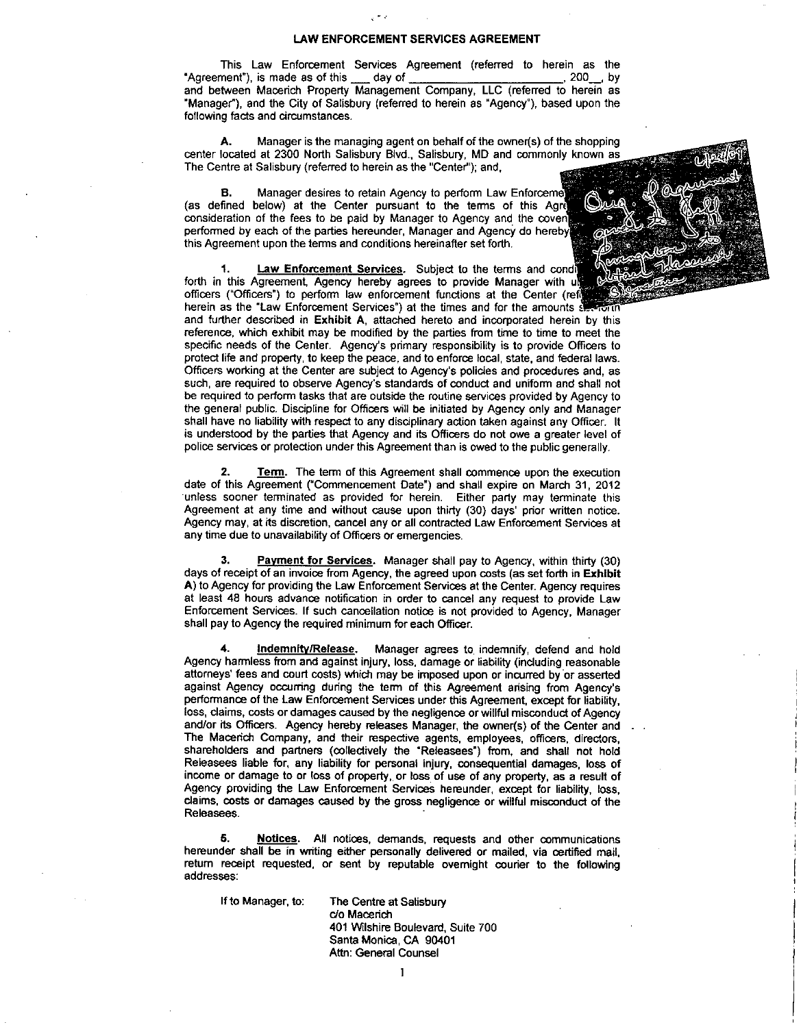# LAW ENFORCEMENT SERVICES AGREEMENT

This Law Enforcement Services Agreement (referred to herein as the "Agreement"), is made as of this ___ day of ______________________, 200__, by and between Macerich Property Management Company, LLC (referred to herein as "Manager"), and the City of Salisbury (referred to herein as "Agency"), based upon the following facts and circumstances.

**A.** Manager is the managing agent on behalf of the owner(s) of the shopping center located at 2300 North Salisbury Blvd., Salisbury, MD and commonly known as The Centre at Salisbury (referred to herein as the "Center"); and,

**B.** Manager desires to retain Agency to perform Law Enforceme[nt Services] (as defined below) at the Center pursuant to the terms of this Agr[eement. In] consideration of the fees to be paid by Manager to Agency and the coven[ants to be] performed by each of the parties hereunder, Manager and Agency do hereby [enter into] this Agreement upon the terms and conditions hereinafter set forth.

**1. Law Enforcement Services.** Subject to the terms and condi[tions set] forth in this Agreement, Agency hereby agrees to provide Manager with u[niformed] officers ("Officers") to perform law enforcement functions at the Center (ref[erred to] herein as the "Law Enforcement Services") at the times and for the amounts s[et forth] and further described in **Exhibit A**, attached hereto and incorporated herein by this reference, which exhibit may be modified by the parties from time to time to meet the specific needs of the Center. Agency's primary responsibility is to provide Officers to protect life and property, to keep the peace, and to enforce local, state, and federal laws. Officers working at the Center are subject to Agency's policies and procedures and, as such, are required to observe Agency's standards of conduct and uniform and shall not be required to perform tasks that are outside the routine services provided by Agency to the general public. Discipline for Officers will be initiated by Agency only and Manager shall have no liability with respect to any disciplinary action taken against any Officer. It is understood by the parties that Agency and its Officers do not owe a greater level of police services or protection under this Agreement than is owed to the public generally.

**2. Term.** The term of this Agreement shall commence upon the execution date of this Agreement ("Commencement Date") and shall expire on March 31, 2012 unless sooner terminated as provided for herein. Either party may terminate this Agreement at any time and without cause upon thirty (30) days' prior written notice. Agency may, at its discretion, cancel any or all contracted Law Enforcement Services at any time due to unavailability of Officers or emergencies.

**3. Payment for Services.** Manager shall pay to Agency, within thirty (30) days of receipt of an invoice from Agency, the agreed upon costs (as set forth in **Exhibit A**) to Agency for providing the Law Enforcement Services at the Center. Agency requires at least 48 hours advance notification in order to cancel any request to provide Law Enforcement Services. If such cancellation notice is not provided to Agency, Manager shall pay to Agency the required minimum for each Officer.

**4. Indemnity/Release.** Manager agrees to indemnify, defend and hold Agency harmless from and against injury, loss, damage or liability (including reasonable attorneys' fees and court costs) which may be imposed upon or incurred by or asserted against Agency occurring during the term of this Agreement arising from Agency's performance of the Law Enforcement Services under this Agreement, except for liability, loss, claims, costs or damages caused by the negligence or willful misconduct of Agency and/or its Officers. Agency hereby releases Manager, the owner(s) of the Center and The Macerich Company, and their respective agents, employees, officers, directors, shareholders and partners (collectively the "Releasees") from, and shall not hold Releasees liable for, any liability for personal injury, consequential damages, loss of income or damage to or loss of property, or loss of use of any property, as a result of Agency providing the Law Enforcement Services hereunder, except for liability, loss, claims, costs or damages caused by the gross negligence or willful misconduct of the Releasees.

**5. Notices.** All notices, demands, requests and other communications hereunder shall be in writing either personally delivered or mailed, via certified mail, return receipt requested, or sent by reputable overnight courier to the following addresses:

If to Manager, to:

The Centre at Salisbury
c/o Macerich
401 Wilshire Boulevard, Suite 700
Santa Monica, CA 90401
Attn: General Counsel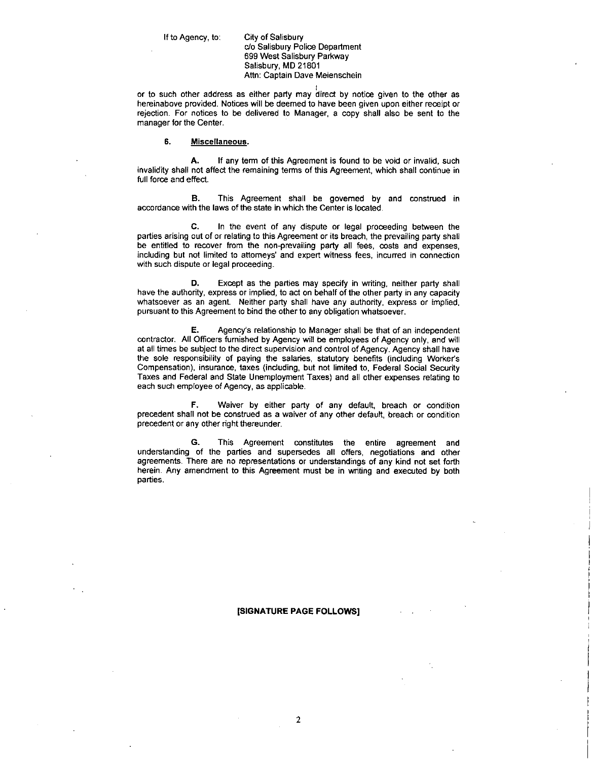If to Agency, to: City of Salisbury
c/o Salisbury Police Department
699 West Salisbury Parkway
Salisbury, MD 21801
Attn: Captain Dave Meienschein

or to such other address as either party may direct by notice given to the other as hereinabove provided. Notices will be deemed to have been given upon either receipt or rejection. For notices to be delivered to Manager, a copy shall also be sent to the manager for the Center.

**6. Miscellaneous.**

**A.** If any term of this Agreement is found to be void or invalid, such invalidity shall not affect the remaining terms of this Agreement, which shall continue in full force and effect.

**B.** This Agreement shall be governed by and construed in accordance with the laws of the state in which the Center is located.

**C.** In the event of any dispute or legal proceeding between the parties arising out of or relating to this Agreement or its breach, the prevailing party shall be entitled to recover from the non-prevailing party all fees, costs and expenses, including but not limited to attorneys' and expert witness fees, incurred in connection with such dispute or legal proceeding.

**D.** Except as the parties may specify in writing, neither party shall have the authority, express or implied, to act on behalf of the other party in any capacity whatsoever as an agent. Neither party shall have any authority, express or implied, pursuant to this Agreement to bind the other to any obligation whatsoever.

**E.** Agency's relationship to Manager shall be that of an independent contractor. All Officers furnished by Agency will be employees of Agency only, and will at all times be subject to the direct supervision and control of Agency. Agency shall have the sole responsibility of paying the salaries, statutory benefits (including Worker's Compensation), insurance, taxes (including, but not limited to, Federal Social Security Taxes and Federal and State Unemployment Taxes) and all other expenses relating to each such employee of Agency, as applicable.

**F.** Waiver by either party of any default, breach or condition precedent shall not be construed as a waiver of any other default, breach or condition precedent or any other right thereunder.

**G.** This Agreement constitutes the entire agreement and understanding of the parties and supersedes all offers, negotiations and other agreements. There are no representations or understandings of any kind not set forth herein. Any amendment to this Agreement must be in writing and executed by both parties.

**[SIGNATURE PAGE FOLLOWS]**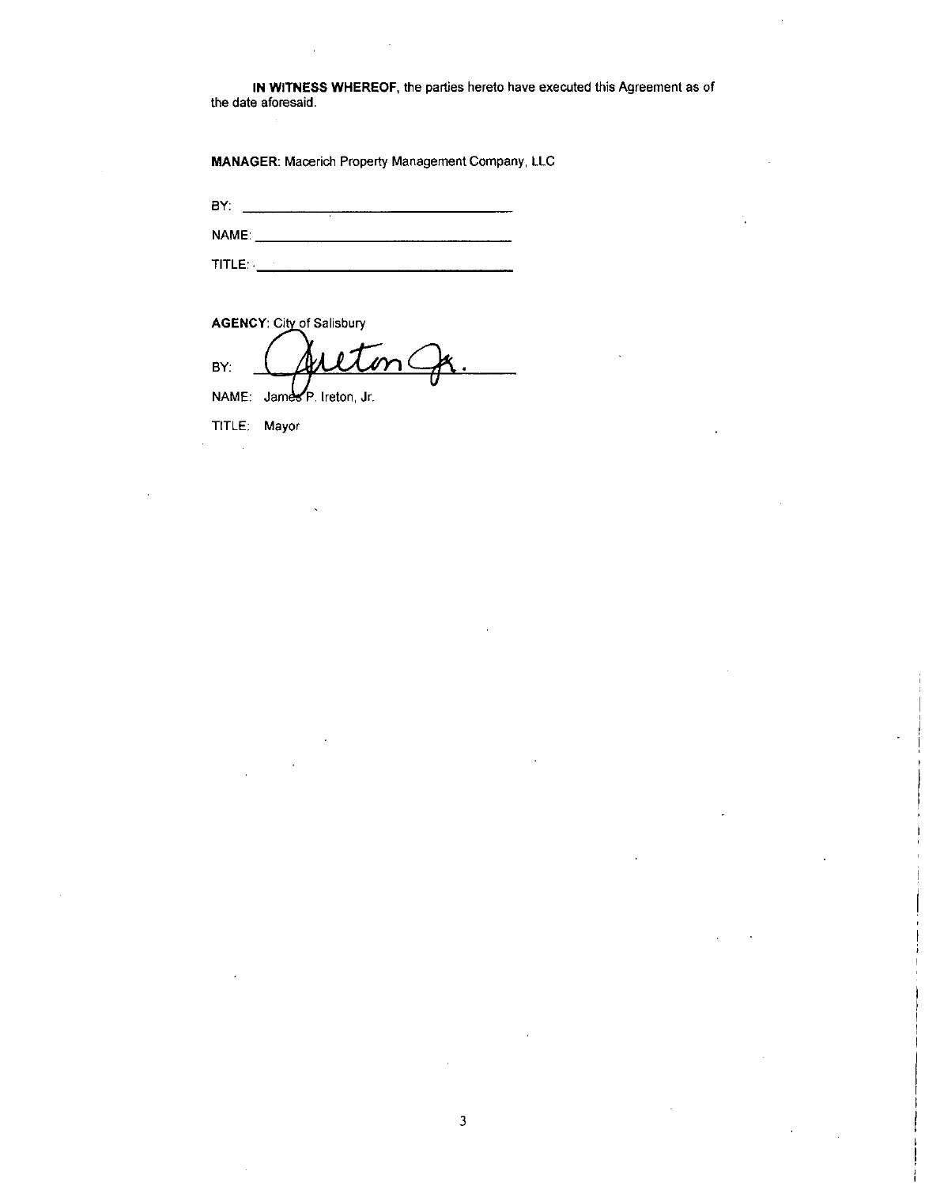**IN WITNESS WHEREOF**, the parties hereto have executed this Agreement as of the date aforesaid.

**MANAGER**: Macerich Property Management Company, LLC

BY: ___________________________________

NAME: ___________________________________

TITLE: ___________________________________

**AGENCY**: City of Salisbury

BY: Ireton Jr.

NAME: James P. Ireton, Jr.

TITLE: Mayor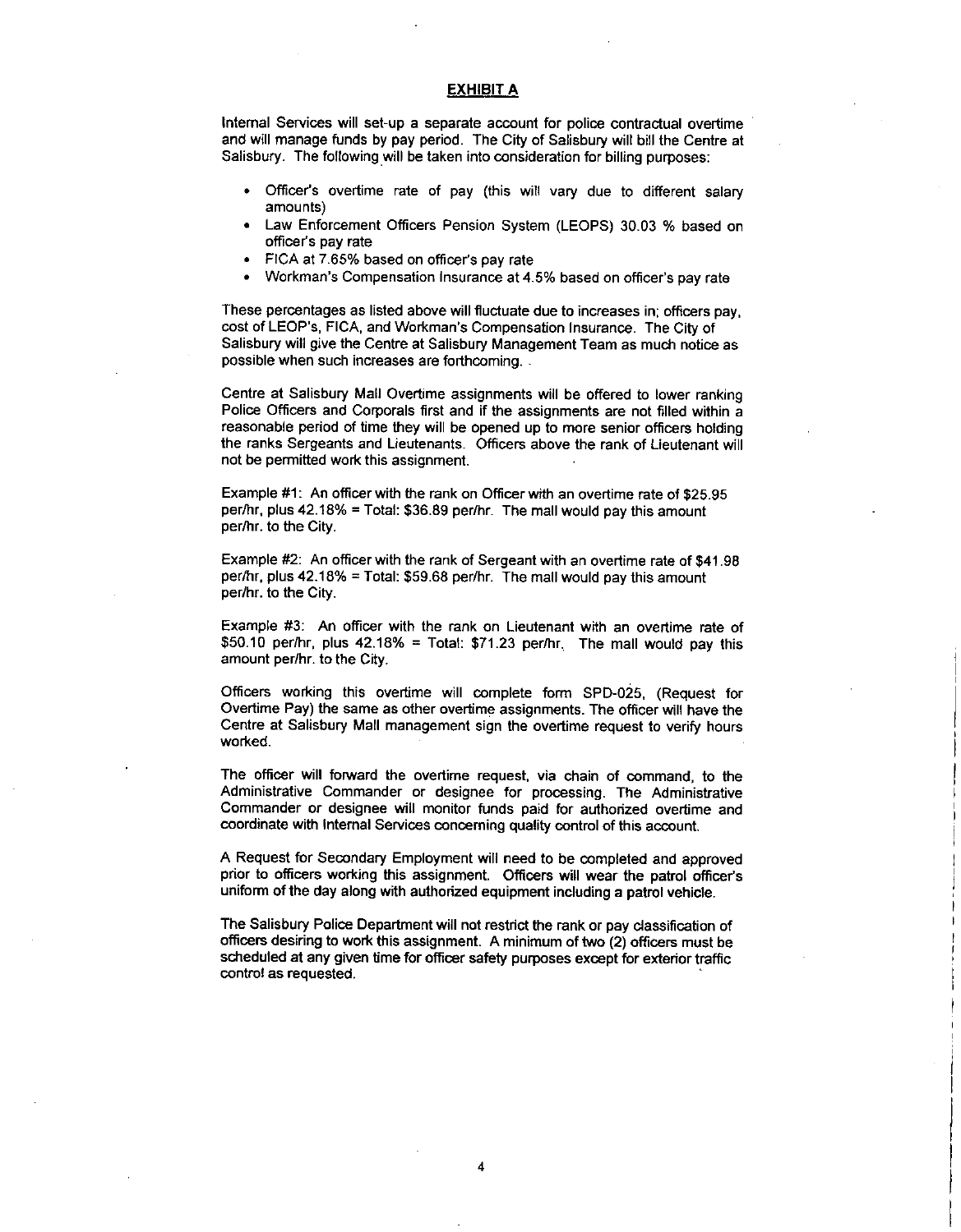## EXHIBIT A

Internal Services will set-up a separate account for police contractual overtime and will manage funds by pay period. The City of Salisbury will bill the Centre at Salisbury. The following will be taken into consideration for billing purposes:

- Officer's overtime rate of pay (this will vary due to different salary amounts)
- Law Enforcement Officers Pension System (LEOPS) 30.03 % based on officer's pay rate
- FICA at 7.65% based on officer's pay rate
- Workman's Compensation Insurance at 4.5% based on officer's pay rate

These percentages as listed above will fluctuate due to increases in; officers pay, cost of LEOP's, FICA, and Workman's Compensation Insurance. The City of Salisbury will give the Centre at Salisbury Management Team as much notice as possible when such increases are forthcoming.

Centre at Salisbury Mall Overtime assignments will be offered to lower ranking Police Officers and Corporals first and if the assignments are not filled within a reasonable period of time they will be opened up to more senior officers holding the ranks Sergeants and Lieutenants. Officers above the rank of Lieutenant will not be permitted work this assignment.

Example #1: An officer with the rank on Officer with an overtime rate of $25.95 per/hr, plus 42.18% = Total: $36.89 per/hr. The mall would pay this amount per/hr. to the City.

Example #2: An officer with the rank of Sergeant with an overtime rate of $41.98 per/hr, plus 42.18% = Total: $59.68 per/hr. The mall would pay this amount per/hr. to the City.

Example #3: An officer with the rank on Lieutenant with an overtime rate of $50.10 per/hr, plus 42.18% = Total: $71.23 per/hr. The mall would pay this amount per/hr. to the City.

Officers working this overtime will complete form SPD-025, (Request for Overtime Pay) the same as other overtime assignments. The officer will have the Centre at Salisbury Mall management sign the overtime request to verify hours worked.

The officer will forward the overtime request, via chain of command, to the Administrative Commander or designee for processing. The Administrative Commander or designee will monitor funds paid for authorized overtime and coordinate with Internal Services concerning quality control of this account.

A Request for Secondary Employment will need to be completed and approved prior to officers working this assignment. Officers will wear the patrol officer's uniform of the day along with authorized equipment including a patrol vehicle.

The Salisbury Police Department will not restrict the rank or pay classification of officers desiring to work this assignment. A minimum of two (2) officers must be scheduled at any given time for officer safety purposes except for exterior traffic control as requested.